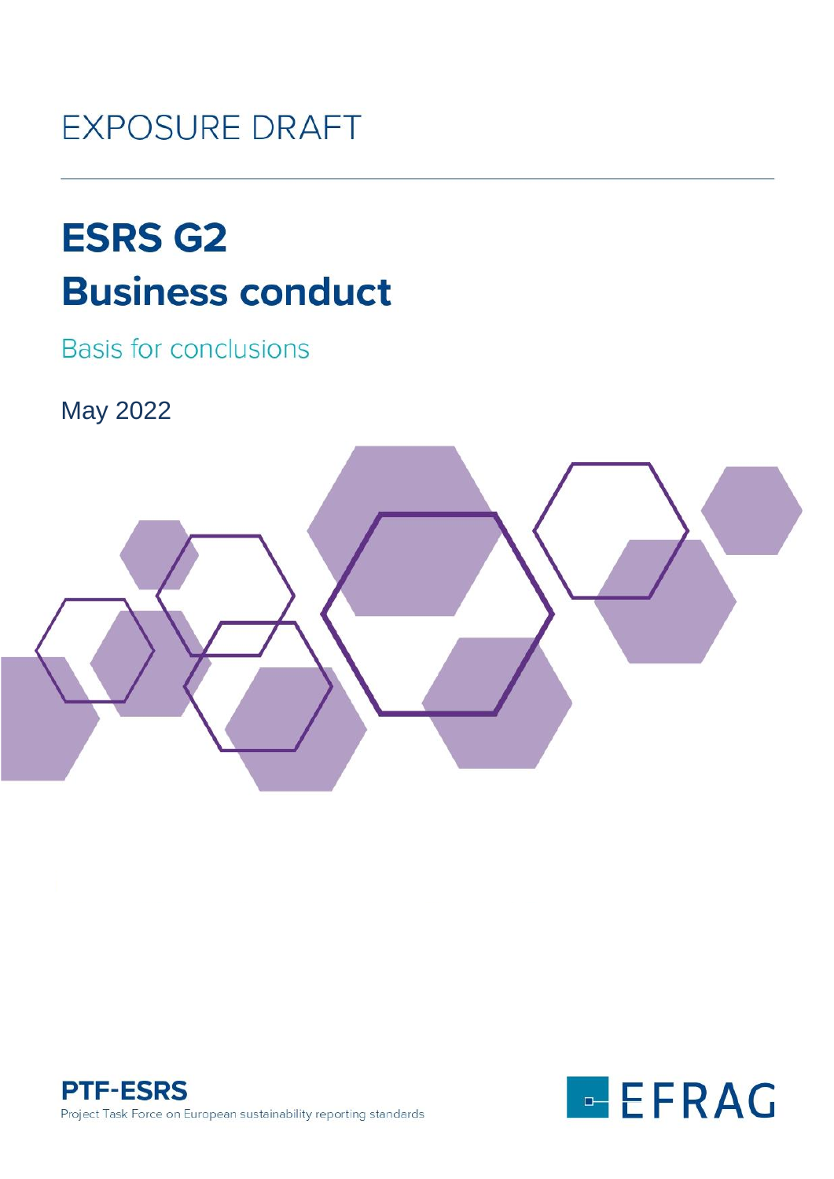EXPOSURE DRAFT

# ESRS G2
# Business conduct

## Basis for conclusions

May 2022

**PTF-ESRS**
Project Task Force on European sustainability reporting standards

EFRAG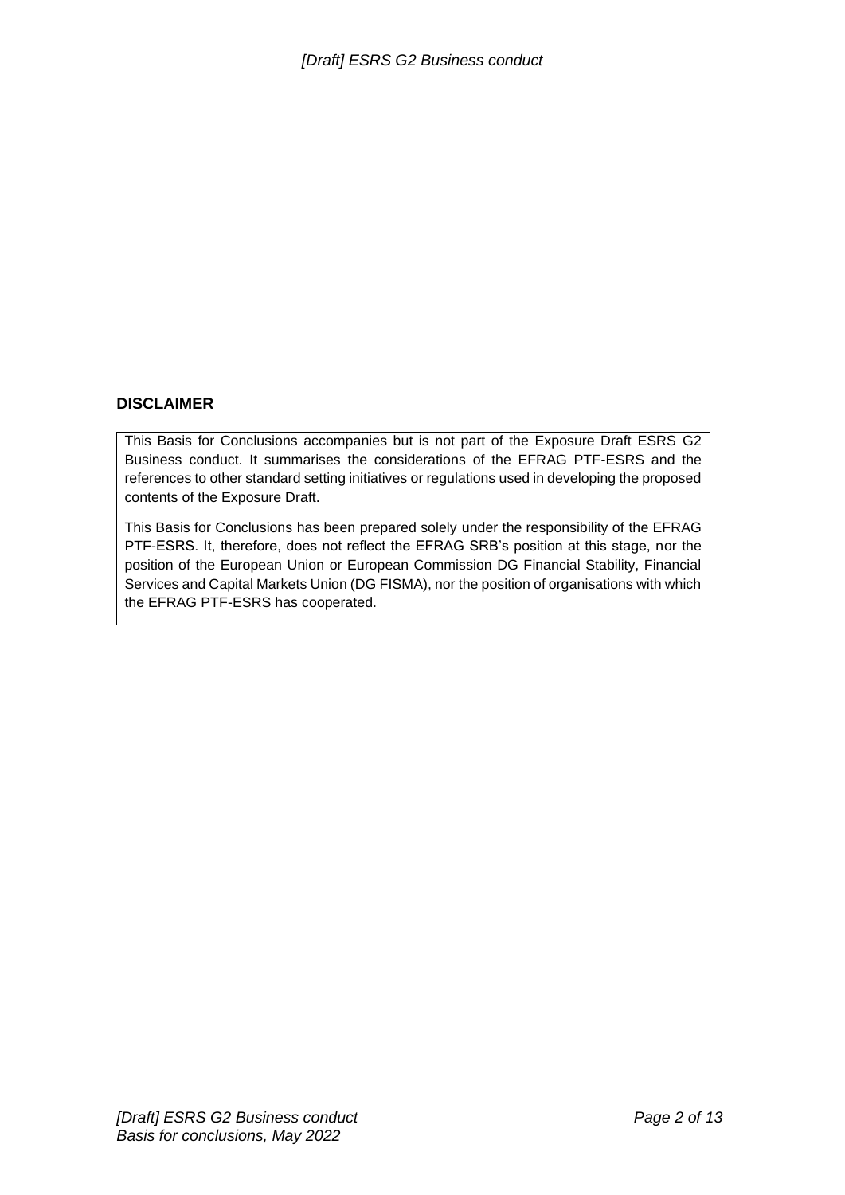## DISCLAIMER

This Basis for Conclusions accompanies but is not part of the Exposure Draft ESRS G2 Business conduct. It summarises the considerations of the EFRAG PTF-ESRS and the references to other standard setting initiatives or regulations used in developing the proposed contents of the Exposure Draft.

This Basis for Conclusions has been prepared solely under the responsibility of the EFRAG PTF-ESRS. It, therefore, does not reflect the EFRAG SRB's position at this stage, nor the position of the European Union or European Commission DG Financial Stability, Financial Services and Capital Markets Union (DG FISMA), nor the position of organisations with which the EFRAG PTF-ESRS has cooperated.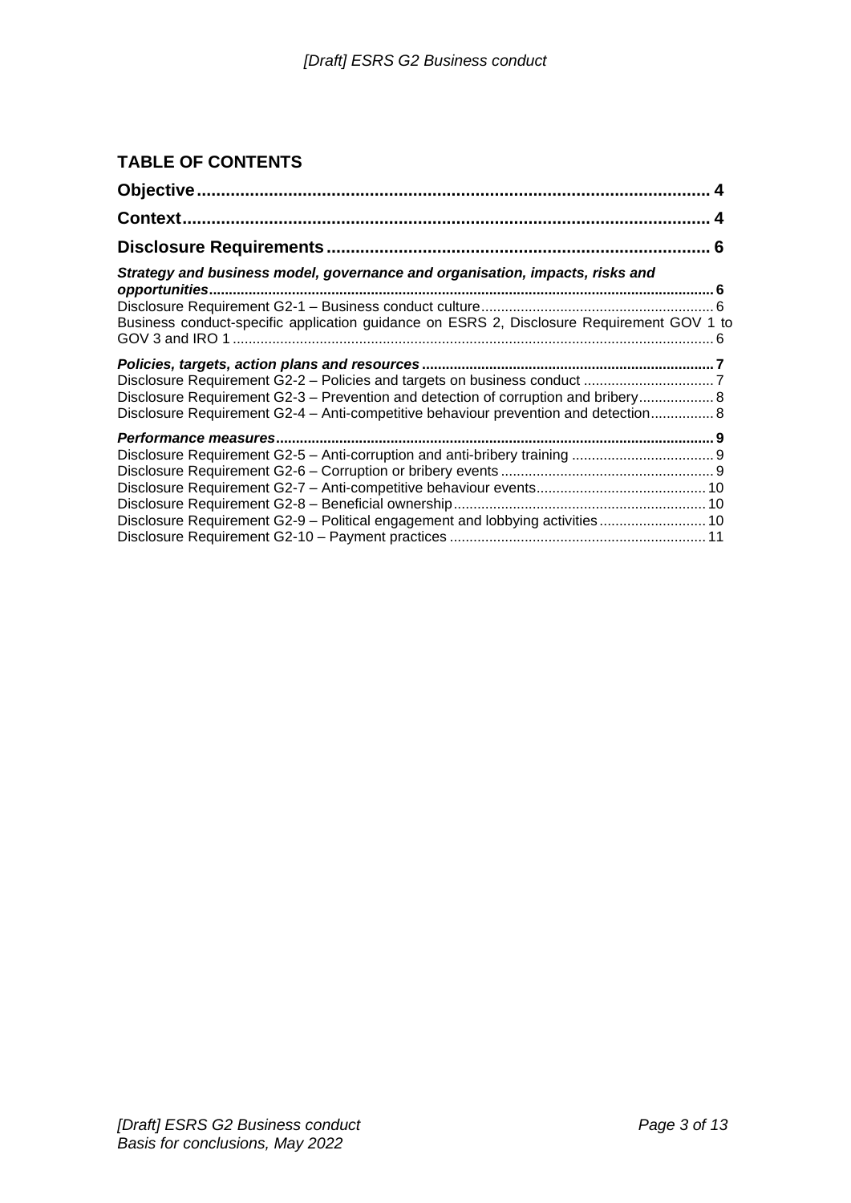## TABLE OF CONTENTS

**Objective** ........................................................................................................ 4

**Context** ............................................................................................................ 4

**Disclosure Requirements** ............................................................................... 6

***Strategy and business model, governance and organisation, impacts, risks and opportunities*** ........................................................................................................ 6

Disclosure Requirement G2-1 – Business conduct culture ........................................ 6

Business conduct-specific application guidance on ESRS 2, Disclosure Requirement GOV 1 to GOV 3 and IRO 1 ........................................................................................................ 6

***Policies, targets, action plans and resources*** ........................................................ 7

Disclosure Requirement G2-2 – Policies and targets on business conduct ................ 7

Disclosure Requirement G2-3 – Prevention and detection of corruption and bribery .................. 8

Disclosure Requirement G2-4 – Anti-competitive behaviour prevention and detection ................ 8

***Performance measures*** ........................................................................................ 9

Disclosure Requirement G2-5 – Anti-corruption and anti-bribery training ................... 9

Disclosure Requirement G2-6 – Corruption or bribery events ..................................... 9

Disclosure Requirement G2-7 – Anti-competitive behaviour events .......................... 10

Disclosure Requirement G2-8 – Beneficial ownership .............................................. 10

Disclosure Requirement G2-9 – Political engagement and lobbying activities .......... 10

Disclosure Requirement G2-10 – Payment practices ................................................ 11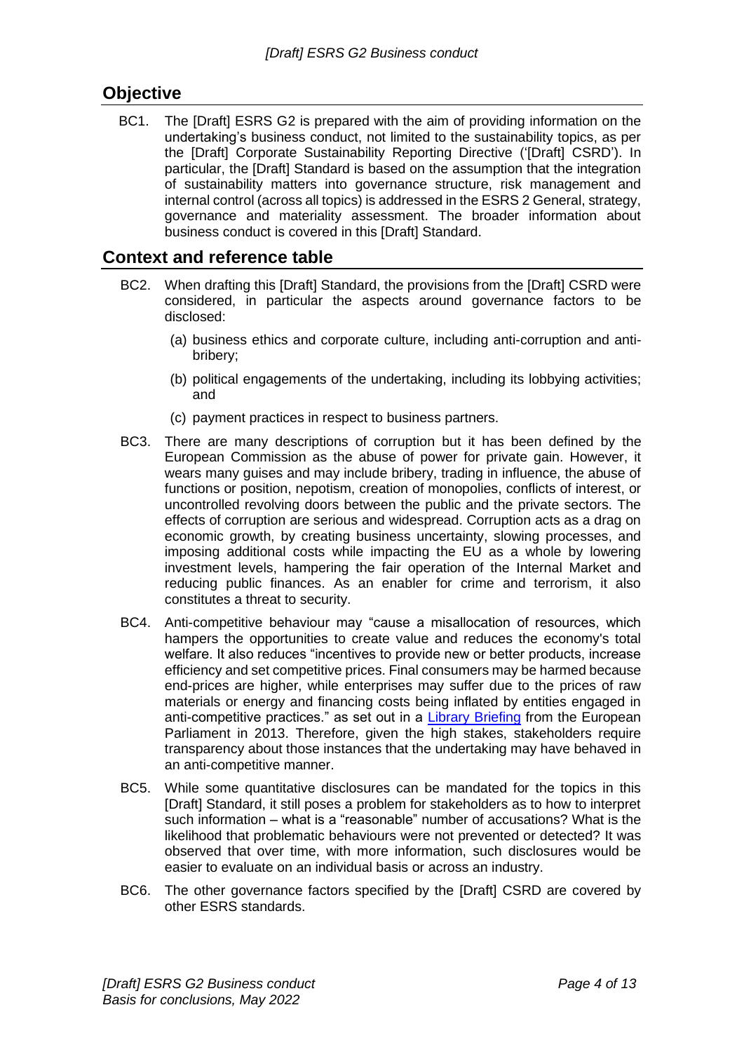## Objective

BC1. The [Draft] ESRS G2 is prepared with the aim of providing information on the undertaking's business conduct, not limited to the sustainability topics, as per the [Draft] Corporate Sustainability Reporting Directive ('[Draft] CSRD'). In particular, the [Draft] Standard is based on the assumption that the integration of sustainability matters into governance structure, risk management and internal control (across all topics) is addressed in the ESRS 2 General, strategy, governance and materiality assessment. The broader information about business conduct is covered in this [Draft] Standard.

## Context and reference table

BC2. When drafting this [Draft] Standard, the provisions from the [Draft] CSRD were considered, in particular the aspects around governance factors to be disclosed:

(a) business ethics and corporate culture, including anti-corruption and anti-bribery;

(b) political engagements of the undertaking, including its lobbying activities; and

(c) payment practices in respect to business partners.

BC3. There are many descriptions of corruption but it has been defined by the European Commission as the abuse of power for private gain. However, it wears many guises and may include bribery, trading in influence, the abuse of functions or position, nepotism, creation of monopolies, conflicts of interest, or uncontrolled revolving doors between the public and the private sectors. The effects of corruption are serious and widespread. Corruption acts as a drag on economic growth, by creating business uncertainty, slowing processes, and imposing additional costs while impacting the EU as a whole by lowering investment levels, hampering the fair operation of the Internal Market and reducing public finances. As an enabler for crime and terrorism, it also constitutes a threat to security.

BC4. Anti-competitive behaviour may "cause a misallocation of resources, which hampers the opportunities to create value and reduces the economy's total welfare. It also reduces "incentives to provide new or better products, increase efficiency and set competitive prices. Final consumers may be harmed because end-prices are higher, while enterprises may suffer due to the prices of raw materials or energy and financing costs being inflated by entities engaged in anti-competitive practices." as set out in a Library Briefing from the European Parliament in 2013. Therefore, given the high stakes, stakeholders require transparency about those instances that the undertaking may have behaved in an anti-competitive manner.

BC5. While some quantitative disclosures can be mandated for the topics in this [Draft] Standard, it still poses a problem for stakeholders as to how to interpret such information – what is a "reasonable" number of accusations? What is the likelihood that problematic behaviours were not prevented or detected? It was observed that over time, with more information, such disclosures would be easier to evaluate on an individual basis or across an industry.

BC6. The other governance factors specified by the [Draft] CSRD are covered by other ESRS standards.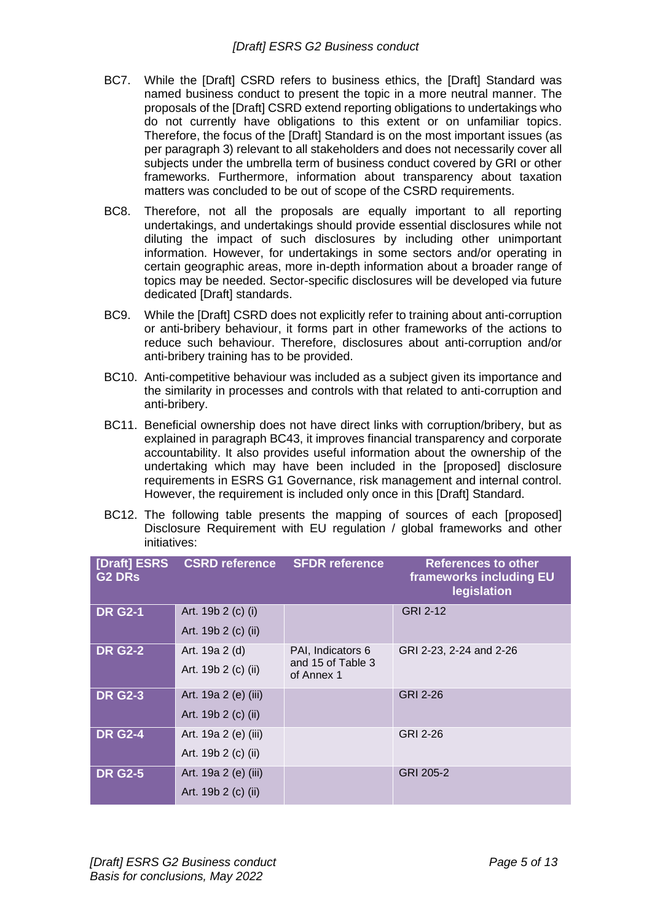BC7. While the [Draft] CSRD refers to business ethics, the [Draft] Standard was named business conduct to present the topic in a more neutral manner. The proposals of the [Draft] CSRD extend reporting obligations to undertakings who do not currently have obligations to this extent or on unfamiliar topics. Therefore, the focus of the [Draft] Standard is on the most important issues (as per paragraph 3) relevant to all stakeholders and does not necessarily cover all subjects under the umbrella term of business conduct covered by GRI or other frameworks. Furthermore, information about transparency about taxation matters was concluded to be out of scope of the CSRD requirements.

BC8. Therefore, not all the proposals are equally important to all reporting undertakings, and undertakings should provide essential disclosures while not diluting the impact of such disclosures by including other unimportant information. However, for undertakings in some sectors and/or operating in certain geographic areas, more in-depth information about a broader range of topics may be needed. Sector-specific disclosures will be developed via future dedicated [Draft] standards.

BC9. While the [Draft] CSRD does not explicitly refer to training about anti-corruption or anti-bribery behaviour, it forms part in other frameworks of the actions to reduce such behaviour. Therefore, disclosures about anti-corruption and/or anti-bribery training has to be provided.

BC10. Anti-competitive behaviour was included as a subject given its importance and the similarity in processes and controls with that related to anti-corruption and anti-bribery.

BC11. Beneficial ownership does not have direct links with corruption/bribery, but as explained in paragraph BC43, it improves financial transparency and corporate accountability. It also provides useful information about the ownership of the undertaking which may have been included in the [proposed] disclosure requirements in ESRS G1 Governance, risk management and internal control. However, the requirement is included only once in this [Draft] Standard.

BC12. The following table presents the mapping of sources of each [proposed] Disclosure Requirement with EU regulation / global frameworks and other initiatives:

| [Draft] ESRS G2 DRs | CSRD reference | SFDR reference | References to other frameworks including EU legislation |
|---|---|---|---|
| **DR G2-1** | Art. 19b 2 (c) (i)<br>Art. 19b 2 (c) (ii) | | GRI 2-12 |
| **DR G2-2** | Art. 19a 2 (d)<br>Art. 19b 2 (c) (ii) | PAI, Indicators 6 and 15 of Table 3 of Annex 1 | GRI 2-23, 2-24 and 2-26 |
| **DR G2-3** | Art. 19a 2 (e) (iii)<br>Art. 19b 2 (c) (ii) | | GRI 2-26 |
| **DR G2-4** | Art. 19a 2 (e) (iii)<br>Art. 19b 2 (c) (ii) | | GRI 2-26 |
| **DR G2-5** | Art. 19a 2 (e) (iii)<br>Art. 19b 2 (c) (ii) | | GRI 205-2 |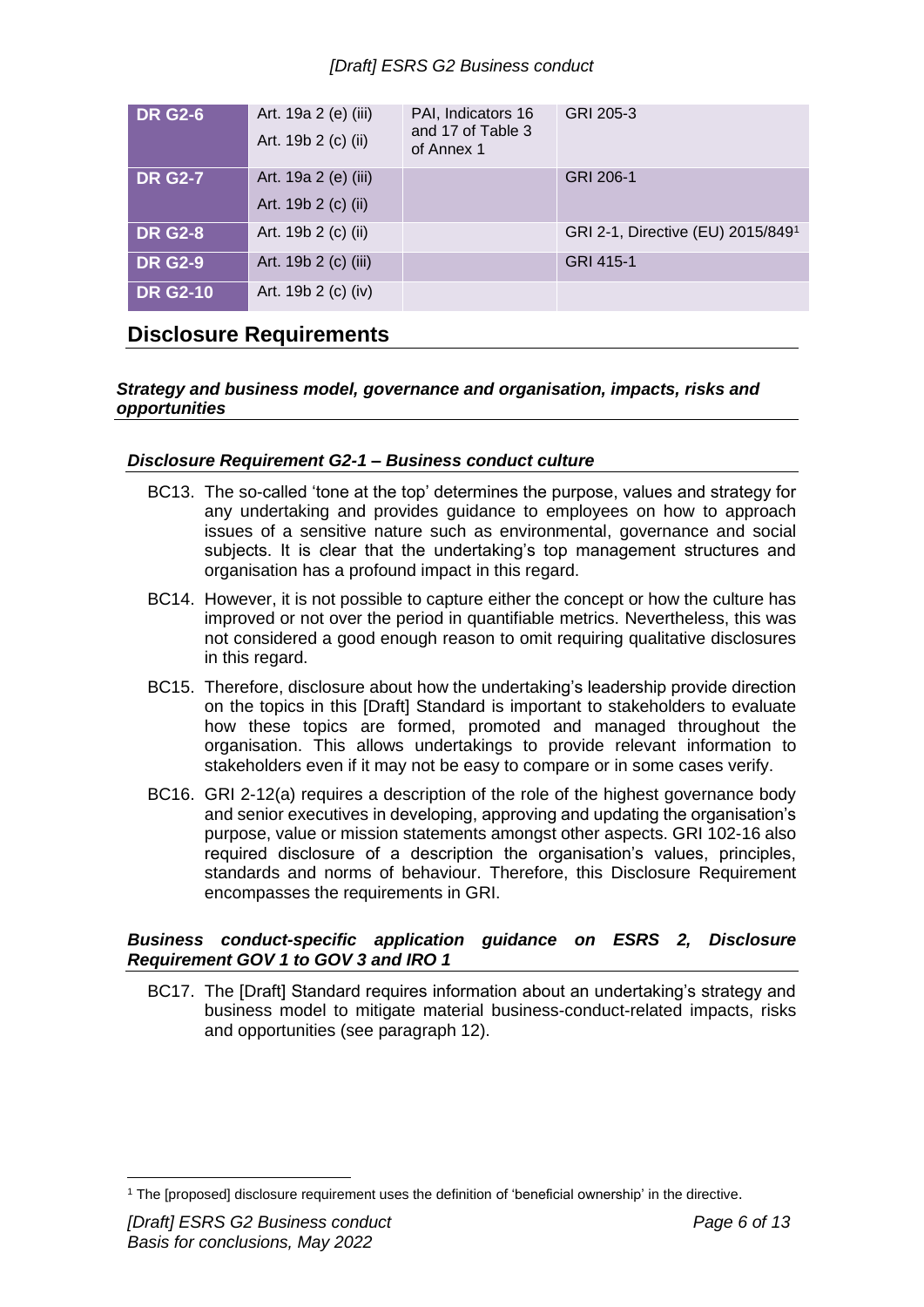| DR G2-6 | Art. 19a 2 (e) (iii) Art. 19b 2 (c) (ii) | PAI, Indicators 16 and 17 of Table 3 of Annex 1 | GRI 205-3 |
|---|---|---|---|
| DR G2-7 | Art. 19a 2 (e) (iii) Art. 19b 2 (c) (ii) | | GRI 206-1 |
| DR G2-8 | Art. 19b 2 (c) (ii) | | GRI 2-1, Directive (EU) 2015/849[1] |
| DR G2-9 | Art. 19b 2 (c) (iii) | | GRI 415-1 |
| DR G2-10 | Art. 19b 2 (c) (iv) | | |

## Disclosure Requirements

### *Strategy and business model, governance and organisation, impacts, risks and opportunities*

### *Disclosure Requirement G2-1 – Business conduct culture*

BC13. The so-called 'tone at the top' determines the purpose, values and strategy for any undertaking and provides guidance to employees on how to approach issues of a sensitive nature such as environmental, governance and social subjects. It is clear that the undertaking's top management structures and organisation has a profound impact in this regard.

BC14. However, it is not possible to capture either the concept or how the culture has improved or not over the period in quantifiable metrics. Nevertheless, this was not considered a good enough reason to omit requiring qualitative disclosures in this regard.

BC15. Therefore, disclosure about how the undertaking's leadership provide direction on the topics in this [Draft] Standard is important to stakeholders to evaluate how these topics are formed, promoted and managed throughout the organisation. This allows undertakings to provide relevant information to stakeholders even if it may not be easy to compare or in some cases verify.

BC16. GRI 2-12(a) requires a description of the role of the highest governance body and senior executives in developing, approving and updating the organisation's purpose, value or mission statements amongst other aspects. GRI 102-16 also required disclosure of a description the organisation's values, principles, standards and norms of behaviour. Therefore, this Disclosure Requirement encompasses the requirements in GRI.

### *Business conduct-specific application guidance on ESRS 2, Disclosure Requirement GOV 1 to GOV 3 and IRO 1*

BC17. The [Draft] Standard requires information about an undertaking's strategy and business model to mitigate material business-conduct-related impacts, risks and opportunities (see paragraph 12).

[1] The [proposed] disclosure requirement uses the definition of 'beneficial ownership' in the directive.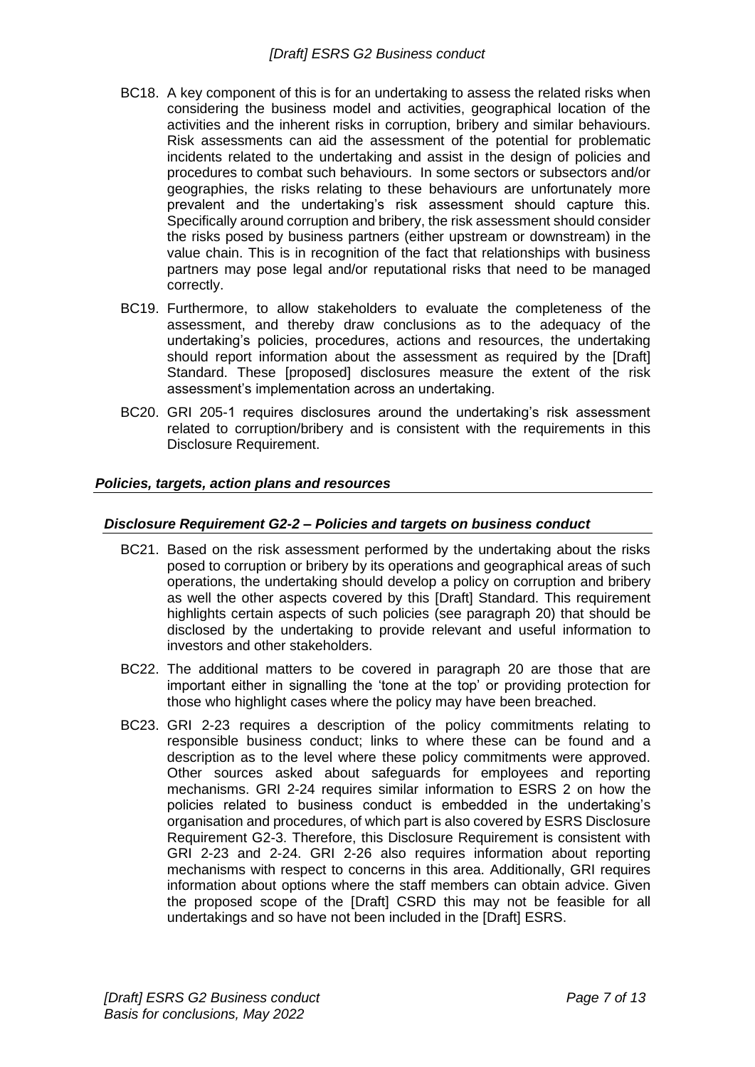BC18. A key component of this is for an undertaking to assess the related risks when considering the business model and activities, geographical location of the activities and the inherent risks in corruption, bribery and similar behaviours. Risk assessments can aid the assessment of the potential for problematic incidents related to the undertaking and assist in the design of policies and procedures to combat such behaviours. In some sectors or subsectors and/or geographies, the risks relating to these behaviours are unfortunately more prevalent and the undertaking's risk assessment should capture this. Specifically around corruption and bribery, the risk assessment should consider the risks posed by business partners (either upstream or downstream) in the value chain. This is in recognition of the fact that relationships with business partners may pose legal and/or reputational risks that need to be managed correctly.

BC19. Furthermore, to allow stakeholders to evaluate the completeness of the assessment, and thereby draw conclusions as to the adequacy of the undertaking's policies, procedures, actions and resources, the undertaking should report information about the assessment as required by the [Draft] Standard. These [proposed] disclosures measure the extent of the risk assessment's implementation across an undertaking.

BC20. GRI 205-1 requires disclosures around the undertaking's risk assessment related to corruption/bribery and is consistent with the requirements in this Disclosure Requirement.

### *Policies, targets, action plans and resources*

### *Disclosure Requirement G2-2 – Policies and targets on business conduct*

BC21. Based on the risk assessment performed by the undertaking about the risks posed to corruption or bribery by its operations and geographical areas of such operations, the undertaking should develop a policy on corruption and bribery as well the other aspects covered by this [Draft] Standard. This requirement highlights certain aspects of such policies (see paragraph 20) that should be disclosed by the undertaking to provide relevant and useful information to investors and other stakeholders.

BC22. The additional matters to be covered in paragraph 20 are those that are important either in signalling the 'tone at the top' or providing protection for those who highlight cases where the policy may have been breached.

BC23. GRI 2-23 requires a description of the policy commitments relating to responsible business conduct; links to where these can be found and a description as to the level where these policy commitments were approved. Other sources asked about safeguards for employees and reporting mechanisms. GRI 2-24 requires similar information to ESRS 2 on how the policies related to business conduct is embedded in the undertaking's organisation and procedures, of which part is also covered by ESRS Disclosure Requirement G2-3. Therefore, this Disclosure Requirement is consistent with GRI 2-23 and 2-24. GRI 2-26 also requires information about reporting mechanisms with respect to concerns in this area. Additionally, GRI requires information about options where the staff members can obtain advice. Given the proposed scope of the [Draft] CSRD this may not be feasible for all undertakings and so have not been included in the [Draft] ESRS.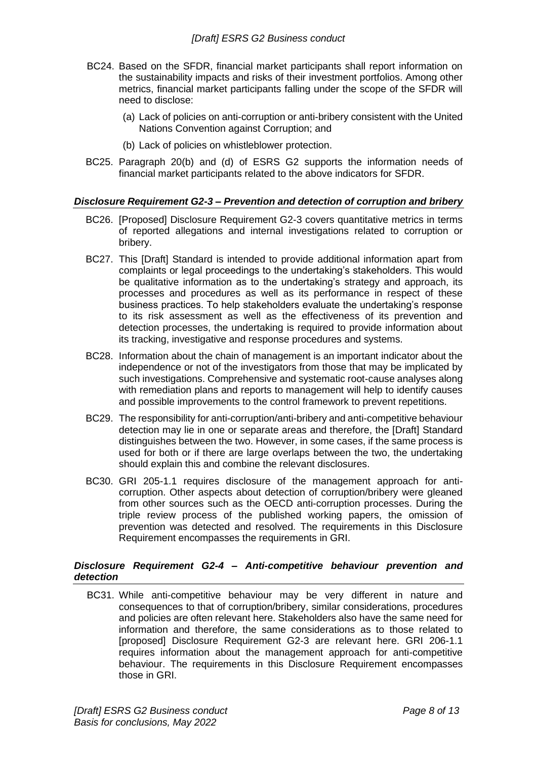BC24. Based on the SFDR, financial market participants shall report information on the sustainability impacts and risks of their investment portfolios. Among other metrics, financial market participants falling under the scope of the SFDR will need to disclose:

(a) Lack of policies on anti-corruption or anti-bribery consistent with the United Nations Convention against Corruption; and

(b) Lack of policies on whistleblower protection.

BC25. Paragraph 20(b) and (d) of ESRS G2 supports the information needs of financial market participants related to the above indicators for SFDR.

### *Disclosure Requirement G2-3 – Prevention and detection of corruption and bribery*

BC26. [Proposed] Disclosure Requirement G2-3 covers quantitative metrics in terms of reported allegations and internal investigations related to corruption or bribery.

BC27. This [Draft] Standard is intended to provide additional information apart from complaints or legal proceedings to the undertaking's stakeholders. This would be qualitative information as to the undertaking's strategy and approach, its processes and procedures as well as its performance in respect of these business practices. To help stakeholders evaluate the undertaking's response to its risk assessment as well as the effectiveness of its prevention and detection processes, the undertaking is required to provide information about its tracking, investigative and response procedures and systems.

BC28. Information about the chain of management is an important indicator about the independence or not of the investigators from those that may be implicated by such investigations. Comprehensive and systematic root-cause analyses along with remediation plans and reports to management will help to identify causes and possible improvements to the control framework to prevent repetitions.

BC29. The responsibility for anti-corruption/anti-bribery and anti-competitive behaviour detection may lie in one or separate areas and therefore, the [Draft] Standard distinguishes between the two. However, in some cases, if the same process is used for both or if there are large overlaps between the two, the undertaking should explain this and combine the relevant disclosures.

BC30. GRI 205-1.1 requires disclosure of the management approach for anti-corruption. Other aspects about detection of corruption/bribery were gleaned from other sources such as the OECD anti-corruption processes. During the triple review process of the published working papers, the omission of prevention was detected and resolved. The requirements in this Disclosure Requirement encompasses the requirements in GRI.

### *Disclosure Requirement G2-4 – Anti-competitive behaviour prevention and detection*

BC31. While anti-competitive behaviour may be very different in nature and consequences to that of corruption/bribery, similar considerations, procedures and policies are often relevant here. Stakeholders also have the same need for information and therefore, the same considerations as to those related to [proposed] Disclosure Requirement G2-3 are relevant here. GRI 206-1.1 requires information about the management approach for anti-competitive behaviour. The requirements in this Disclosure Requirement encompasses those in GRI.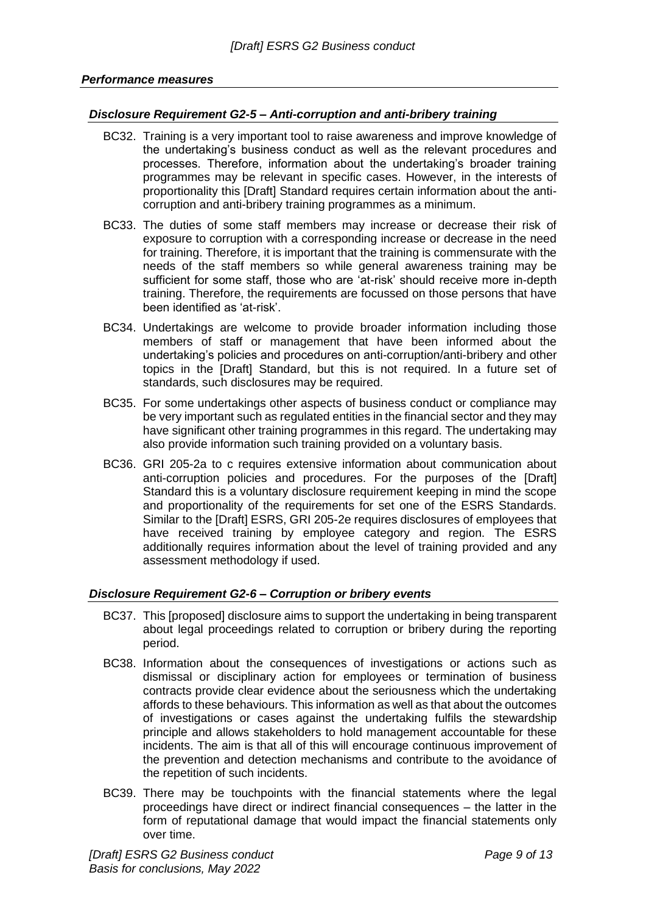### *Performance measures*

#### *Disclosure Requirement G2-5 – Anti-corruption and anti-bribery training*

BC32. Training is a very important tool to raise awareness and improve knowledge of the undertaking's business conduct as well as the relevant procedures and processes. Therefore, information about the undertaking's broader training programmes may be relevant in specific cases. However, in the interests of proportionality this [Draft] Standard requires certain information about the anti-corruption and anti-bribery training programmes as a minimum.

BC33. The duties of some staff members may increase or decrease their risk of exposure to corruption with a corresponding increase or decrease in the need for training. Therefore, it is important that the training is commensurate with the needs of the staff members so while general awareness training may be sufficient for some staff, those who are 'at-risk' should receive more in-depth training. Therefore, the requirements are focussed on those persons that have been identified as 'at-risk'.

BC34. Undertakings are welcome to provide broader information including those members of staff or management that have been informed about the undertaking's policies and procedures on anti-corruption/anti-bribery and other topics in the [Draft] Standard, but this is not required. In a future set of standards, such disclosures may be required.

BC35. For some undertakings other aspects of business conduct or compliance may be very important such as regulated entities in the financial sector and they may have significant other training programmes in this regard. The undertaking may also provide information such training provided on a voluntary basis.

BC36. GRI 205-2a to c requires extensive information about communication about anti-corruption policies and procedures. For the purposes of the [Draft] Standard this is a voluntary disclosure requirement keeping in mind the scope and proportionality of the requirements for set one of the ESRS Standards. Similar to the [Draft] ESRS, GRI 205-2e requires disclosures of employees that have received training by employee category and region. The ESRS additionally requires information about the level of training provided and any assessment methodology if used.

#### *Disclosure Requirement G2-6 – Corruption or bribery events*

BC37. This [proposed] disclosure aims to support the undertaking in being transparent about legal proceedings related to corruption or bribery during the reporting period.

BC38. Information about the consequences of investigations or actions such as dismissal or disciplinary action for employees or termination of business contracts provide clear evidence about the seriousness which the undertaking affords to these behaviours. This information as well as that about the outcomes of investigations or cases against the undertaking fulfils the stewardship principle and allows stakeholders to hold management accountable for these incidents. The aim is that all of this will encourage continuous improvement of the prevention and detection mechanisms and contribute to the avoidance of the repetition of such incidents.

BC39. There may be touchpoints with the financial statements where the legal proceedings have direct or indirect financial consequences – the latter in the form of reputational damage that would impact the financial statements only over time.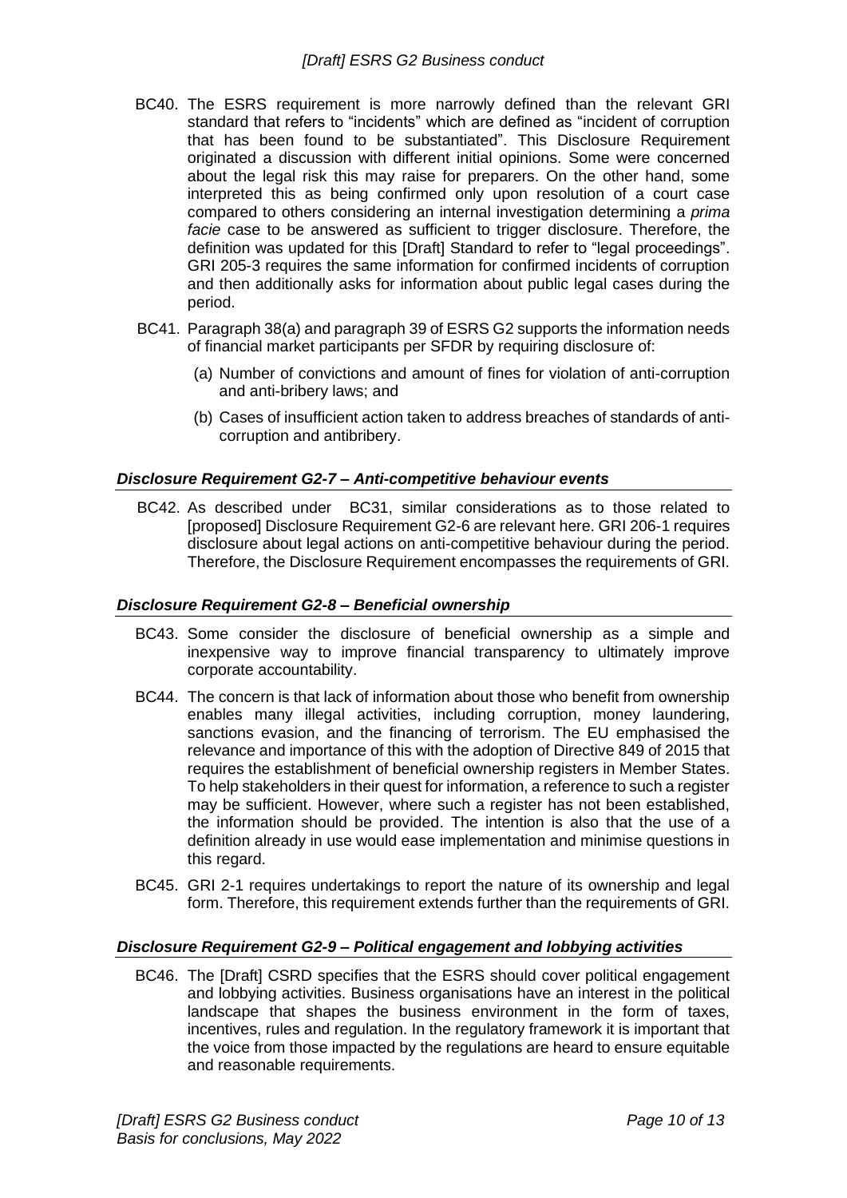BC40. The ESRS requirement is more narrowly defined than the relevant GRI standard that refers to "incidents" which are defined as "incident of corruption that has been found to be substantiated". This Disclosure Requirement originated a discussion with different initial opinions. Some were concerned about the legal risk this may raise for preparers. On the other hand, some interpreted this as being confirmed only upon resolution of a court case compared to others considering an internal investigation determining a *prima facie* case to be answered as sufficient to trigger disclosure. Therefore, the definition was updated for this [Draft] Standard to refer to "legal proceedings". GRI 205-3 requires the same information for confirmed incidents of corruption and then additionally asks for information about public legal cases during the period.

BC41. Paragraph 38(a) and paragraph 39 of ESRS G2 supports the information needs of financial market participants per SFDR by requiring disclosure of:

(a) Number of convictions and amount of fines for violation of anti-corruption and anti-bribery laws; and

(b) Cases of insufficient action taken to address breaches of standards of anti-corruption and antibribery.

### *Disclosure Requirement G2-7 – Anti-competitive behaviour events*

BC42. As described under BC31, similar considerations as to those related to [proposed] Disclosure Requirement G2-6 are relevant here. GRI 206-1 requires disclosure about legal actions on anti-competitive behaviour during the period. Therefore, the Disclosure Requirement encompasses the requirements of GRI.

### *Disclosure Requirement G2-8 – Beneficial ownership*

BC43. Some consider the disclosure of beneficial ownership as a simple and inexpensive way to improve financial transparency to ultimately improve corporate accountability.

BC44. The concern is that lack of information about those who benefit from ownership enables many illegal activities, including corruption, money laundering, sanctions evasion, and the financing of terrorism. The EU emphasised the relevance and importance of this with the adoption of Directive 849 of 2015 that requires the establishment of beneficial ownership registers in Member States. To help stakeholders in their quest for information, a reference to such a register may be sufficient. However, where such a register has not been established, the information should be provided. The intention is also that the use of a definition already in use would ease implementation and minimise questions in this regard.

BC45. GRI 2-1 requires undertakings to report the nature of its ownership and legal form. Therefore, this requirement extends further than the requirements of GRI.

### *Disclosure Requirement G2-9 – Political engagement and lobbying activities*

BC46. The [Draft] CSRD specifies that the ESRS should cover political engagement and lobbying activities. Business organisations have an interest in the political landscape that shapes the business environment in the form of taxes, incentives, rules and regulation. In the regulatory framework it is important that the voice from those impacted by the regulations are heard to ensure equitable and reasonable requirements.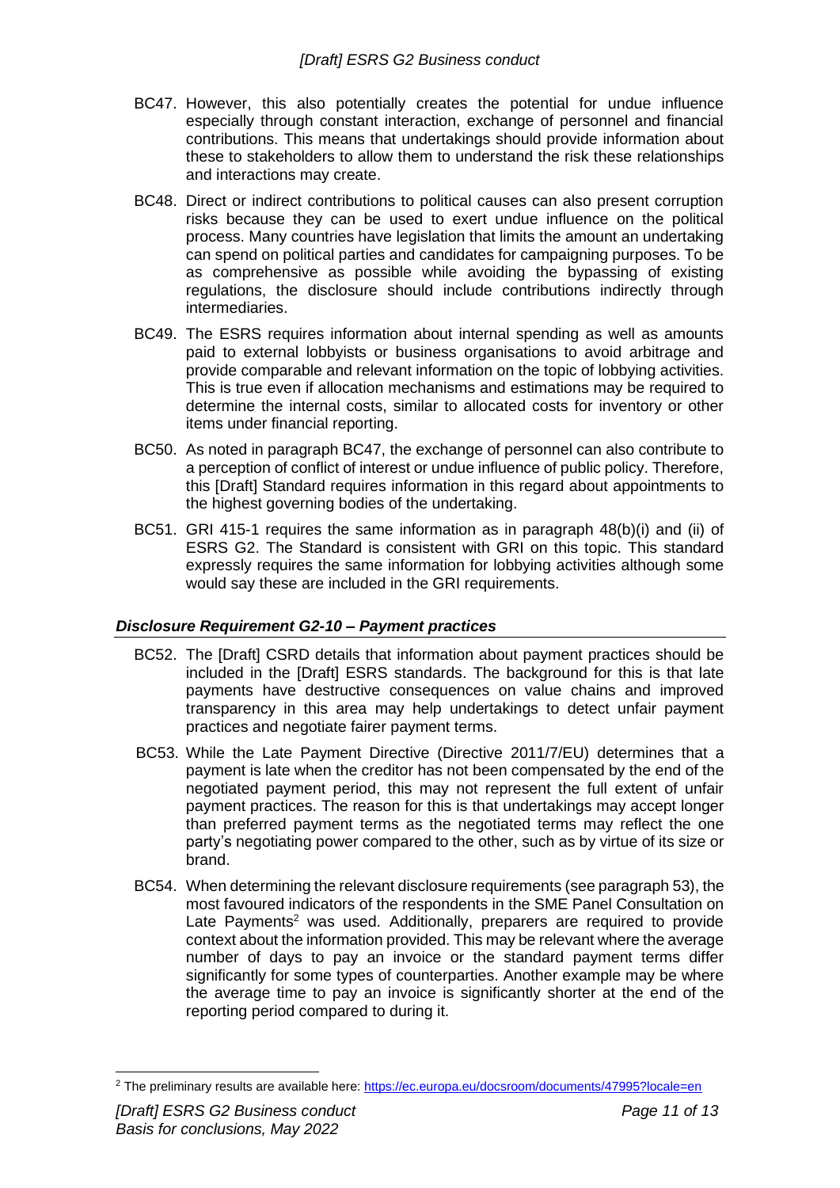BC47. However, this also potentially creates the potential for undue influence especially through constant interaction, exchange of personnel and financial contributions. This means that undertakings should provide information about these to stakeholders to allow them to understand the risk these relationships and interactions may create.

BC48. Direct or indirect contributions to political causes can also present corruption risks because they can be used to exert undue influence on the political process. Many countries have legislation that limits the amount an undertaking can spend on political parties and candidates for campaigning purposes. To be as comprehensive as possible while avoiding the bypassing of existing regulations, the disclosure should include contributions indirectly through intermediaries.

BC49. The ESRS requires information about internal spending as well as amounts paid to external lobbyists or business organisations to avoid arbitrage and provide comparable and relevant information on the topic of lobbying activities. This is true even if allocation mechanisms and estimations may be required to determine the internal costs, similar to allocated costs for inventory or other items under financial reporting.

BC50. As noted in paragraph BC47, the exchange of personnel can also contribute to a perception of conflict of interest or undue influence of public policy. Therefore, this [Draft] Standard requires information in this regard about appointments to the highest governing bodies of the undertaking.

BC51. GRI 415-1 requires the same information as in paragraph 48(b)(i) and (ii) of ESRS G2. The Standard is consistent with GRI on this topic. This standard expressly requires the same information for lobbying activities although some would say these are included in the GRI requirements.

### *Disclosure Requirement G2-10 – Payment practices*

BC52. The [Draft] CSRD details that information about payment practices should be included in the [Draft] ESRS standards. The background for this is that late payments have destructive consequences on value chains and improved transparency in this area may help undertakings to detect unfair payment practices and negotiate fairer payment terms.

BC53. While the Late Payment Directive (Directive 2011/7/EU) determines that a payment is late when the creditor has not been compensated by the end of the negotiated payment period, this may not represent the full extent of unfair payment practices. The reason for this is that undertakings may accept longer than preferred payment terms as the negotiated terms may reflect the one party's negotiating power compared to the other, such as by virtue of its size or brand.

BC54. When determining the relevant disclosure requirements (see paragraph 53), the most favoured indicators of the respondents in the SME Panel Consultation on Late Payments[2] was used. Additionally, preparers are required to provide context about the information provided. This may be relevant where the average number of days to pay an invoice or the standard payment terms differ significantly for some types of counterparties. Another example may be where the average time to pay an invoice is significantly shorter at the end of the reporting period compared to during it.

[2] The preliminary results are available here: https://ec.europa.eu/docsroom/documents/47995?locale=en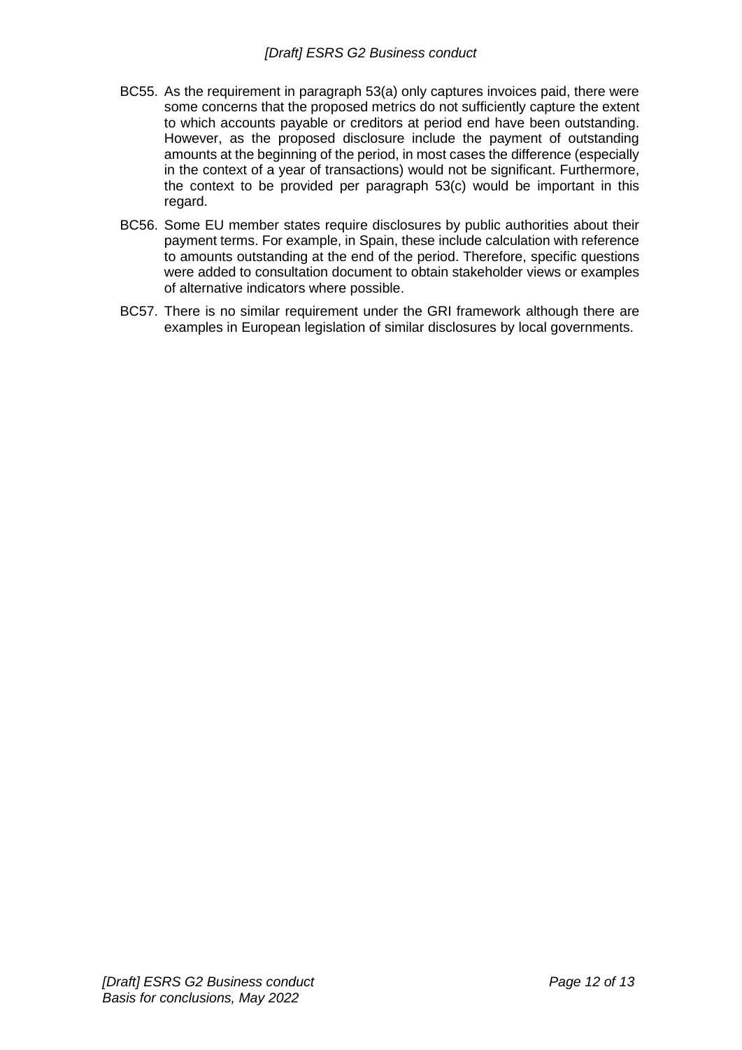BC55. As the requirement in paragraph 53(a) only captures invoices paid, there were some concerns that the proposed metrics do not sufficiently capture the extent to which accounts payable or creditors at period end have been outstanding. However, as the proposed disclosure include the payment of outstanding amounts at the beginning of the period, in most cases the difference (especially in the context of a year of transactions) would not be significant. Furthermore, the context to be provided per paragraph 53(c) would be important in this regard.

BC56. Some EU member states require disclosures by public authorities about their payment terms. For example, in Spain, these include calculation with reference to amounts outstanding at the end of the period. Therefore, specific questions were added to consultation document to obtain stakeholder views or examples of alternative indicators where possible.

BC57. There is no similar requirement under the GRI framework although there are examples in European legislation of similar disclosures by local governments.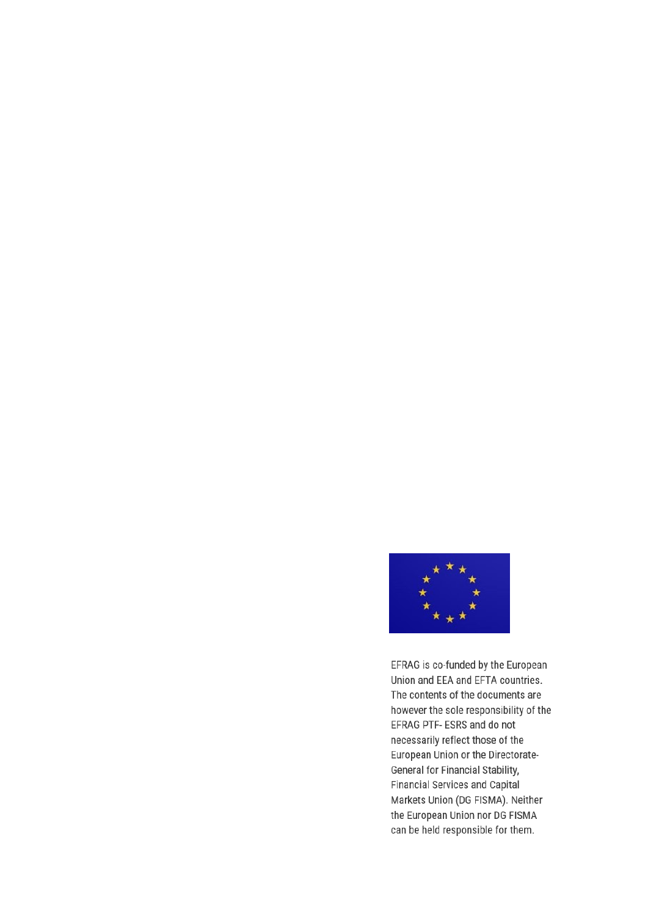EFRAG is co-funded by the European Union and EEA and EFTA countries. The contents of the documents are however the sole responsibility of the EFRAG PTF- ESRS and do not necessarily reflect those of the European Union or the Directorate-General for Financial Stability, Financial Services and Capital Markets Union (DG FISMA). Neither the European Union nor DG FISMA can be held responsible for them.